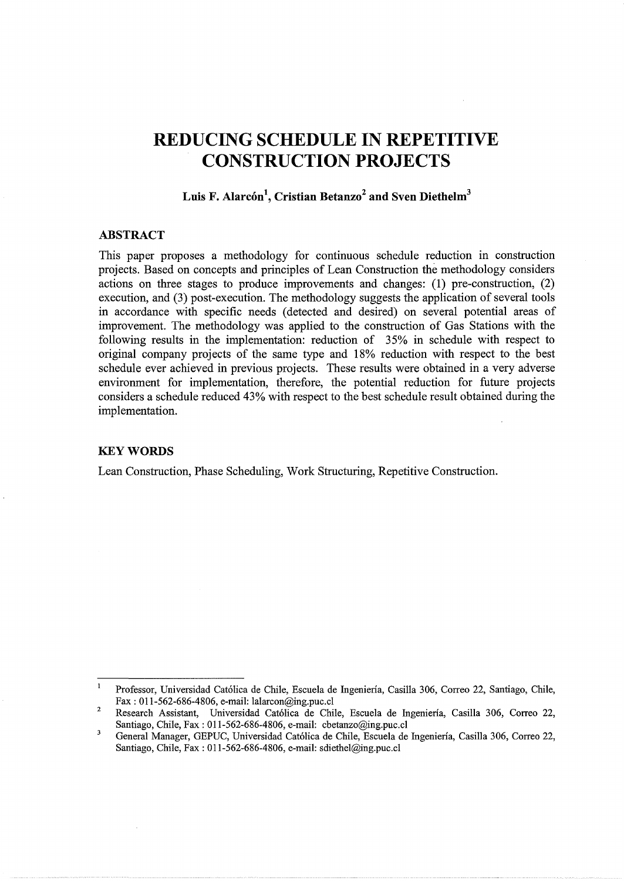# REDUCING SCHEDULE IN REPETITIVE CONSTRUCTION PROJECTS

**Luis F. Alarcón[1], Cristian Betanzo[2] and Sven Diethelm[3]**

## ABSTRACT

This paper proposes a methodology for continuous schedule reduction in construction projects. Based on concepts and principles of Lean Construction the methodology considers actions on three stages to produce improvements and changes: (1) pre-construction, (2) execution, and (3) post-execution. The methodology suggests the application of several tools in accordance with specific needs (detected and desired) on several potential areas of improvement. The methodology was applied to the construction of Gas Stations with the following results in the implementation: reduction of 35% in schedule with respect to original company projects of the same type and 18% reduction with respect to the best schedule ever achieved in previous projects. These results were obtained in a very adverse environment for implementation, therefore, the potential reduction for future projects considers a schedule reduced 43% with respect to the best schedule result obtained during the implementation.

## KEY WORDS

Lean Construction, Phase Scheduling, Work Structuring, Repetitive Construction.

---

[1] Professor, Universidad Católica de Chile, Escuela de Ingeniería, Casilla 306, Correo 22, Santiago, Chile, Fax : 011-562-686-4806, e-mail: lalarcon@ing.puc.cl

[2] Research Assistant, Universidad Católica de Chile, Escuela de Ingeniería, Casilla 306, Correo 22, Santiago, Chile, Fax : 011-562-686-4806, e-mail: cbetanzo@ing.puc.cl

[3] General Manager, GEPUC, Universidad Católica de Chile, Escuela de Ingeniería, Casilla 306, Correo 22, Santiago, Chile, Fax : 011-562-686-4806, e-mail: sdiethel@ing.puc.cl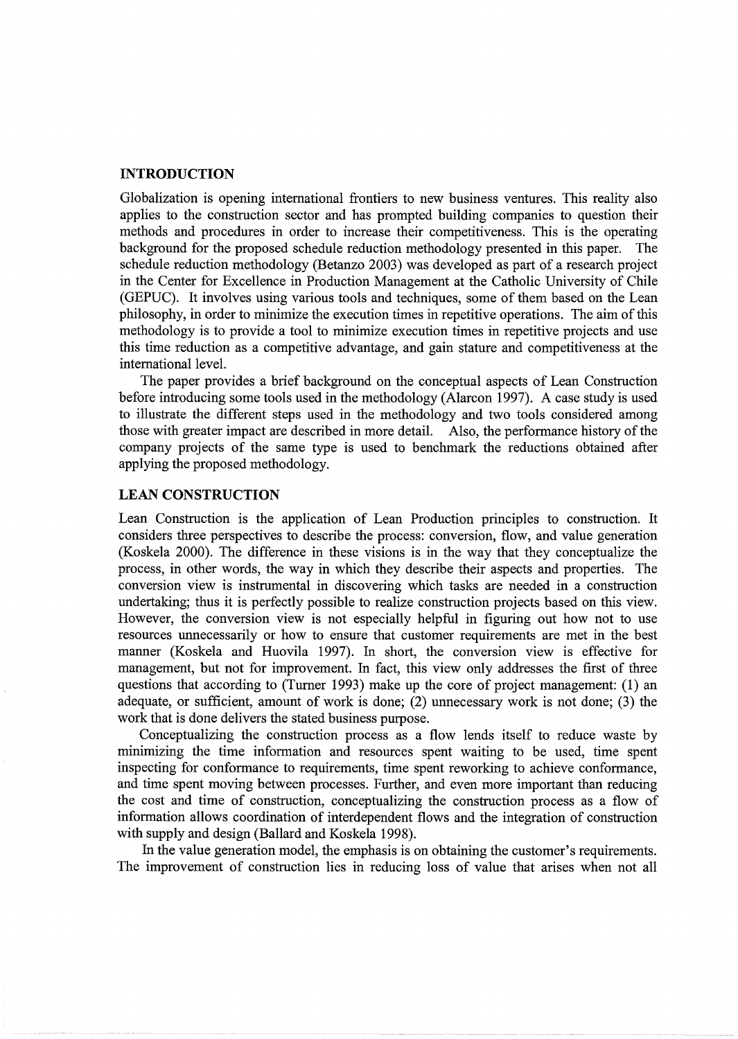## INTRODUCTION

Globalization is opening international frontiers to new business ventures. This reality also applies to the construction sector and has prompted building companies to question their methods and procedures in order to increase their competitiveness. This is the operating background for the proposed schedule reduction methodology presented in this paper. The schedule reduction methodology (Betanzo 2003) was developed as part of a research project in the Center for Excellence in Production Management at the Catholic University of Chile (GEPUC). It involves using various tools and techniques, some of them based on the Lean philosophy, in order to minimize the execution times in repetitive operations. The aim of this methodology is to provide a tool to minimize execution times in repetitive projects and use this time reduction as a competitive advantage, and gain stature and competitiveness at the international level.

The paper provides a brief background on the conceptual aspects of Lean Construction before introducing some tools used in the methodology (Alarcon 1997). A case study is used to illustrate the different steps used in the methodology and two tools considered among those with greater impact are described in more detail. Also, the performance history of the company projects of the same type is used to benchmark the reductions obtained after applying the proposed methodology.

## LEAN CONSTRUCTION

Lean Construction is the application of Lean Production principles to construction. It considers three perspectives to describe the process: conversion, flow, and value generation (Koskela 2000). The difference in these visions is in the way that they conceptualize the process, in other words, the way in which they describe their aspects and properties. The conversion view is instrumental in discovering which tasks are needed in a construction undertaking; thus it is perfectly possible to realize construction projects based on this view. However, the conversion view is not especially helpful in figuring out how not to use resources unnecessarily or how to ensure that customer requirements are met in the best manner (Koskela and Huovila 1997). In short, the conversion view is effective for management, but not for improvement. In fact, this view only addresses the first of three questions that according to (Turner 1993) make up the core of project management: (1) an adequate, or sufficient, amount of work is done; (2) unnecessary work is not done; (3) the work that is done delivers the stated business purpose.

Conceptualizing the construction process as a flow lends itself to reduce waste by minimizing the time information and resources spent waiting to be used, time spent inspecting for conformance to requirements, time spent reworking to achieve conformance, and time spent moving between processes. Further, and even more important than reducing the cost and time of construction, conceptualizing the construction process as a flow of information allows coordination of interdependent flows and the integration of construction with supply and design (Ballard and Koskela 1998).

In the value generation model, the emphasis is on obtaining the customer's requirements. The improvement of construction lies in reducing loss of value that arises when not all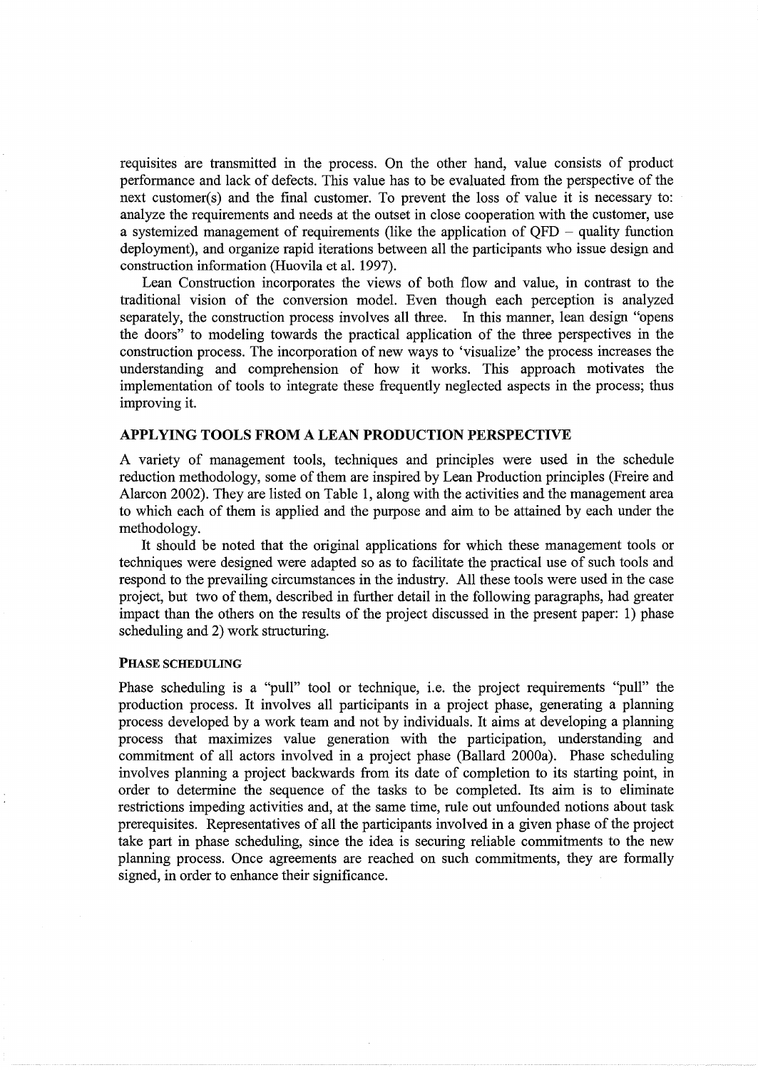requisites are transmitted in the process. On the other hand, value consists of product performance and lack of defects. This value has to be evaluated from the perspective of the next customer(s) and the final customer. To prevent the loss of value it is necessary to: analyze the requirements and needs at the outset in close cooperation with the customer, use a systemized management of requirements (like the application of QFD – quality function deployment), and organize rapid iterations between all the participants who issue design and construction information (Huovila et al. 1997).

Lean Construction incorporates the views of both flow and value, in contrast to the traditional vision of the conversion model. Even though each perception is analyzed separately, the construction process involves all three. In this manner, lean design "opens the doors" to modeling towards the practical application of the three perspectives in the construction process. The incorporation of new ways to 'visualize' the process increases the understanding and comprehension of how it works. This approach motivates the implementation of tools to integrate these frequently neglected aspects in the process; thus improving it.

## APPLYING TOOLS FROM A LEAN PRODUCTION PERSPECTIVE

A variety of management tools, techniques and principles were used in the schedule reduction methodology, some of them are inspired by Lean Production principles (Freire and Alarcon 2002). They are listed on Table 1, along with the activities and the management area to which each of them is applied and the purpose and aim to be attained by each under the methodology.

It should be noted that the original applications for which these management tools or techniques were designed were adapted so as to facilitate the practical use of such tools and respond to the prevailing circumstances in the industry. All these tools were used in the case project, but two of them, described in further detail in the following paragraphs, had greater impact than the others on the results of the project discussed in the present paper: 1) phase scheduling and 2) work structuring.

### PHASE SCHEDULING

Phase scheduling is a "pull" tool or technique, i.e. the project requirements "pull" the production process. It involves all participants in a project phase, generating a planning process developed by a work team and not by individuals. It aims at developing a planning process that maximizes value generation with the participation, understanding and commitment of all actors involved in a project phase (Ballard 2000a). Phase scheduling involves planning a project backwards from its date of completion to its starting point, in order to determine the sequence of the tasks to be completed. Its aim is to eliminate restrictions impeding activities and, at the same time, rule out unfounded notions about task prerequisites. Representatives of all the participants involved in a given phase of the project take part in phase scheduling, since the idea is securing reliable commitments to the new planning process. Once agreements are reached on such commitments, they are formally signed, in order to enhance their significance.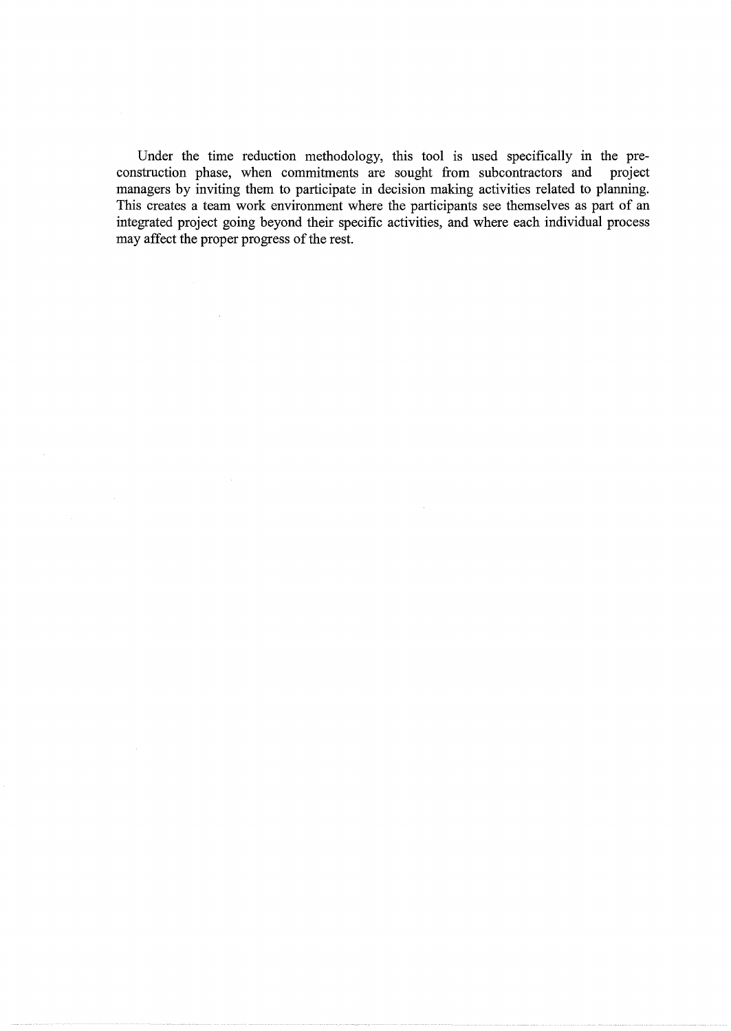Under the time reduction methodology, this tool is used specifically in the pre-construction phase, when commitments are sought from subcontractors and project managers by inviting them to participate in decision making activities related to planning. This creates a team work environment where the participants see themselves as part of an integrated project going beyond their specific activities, and where each individual process may affect the proper progress of the rest.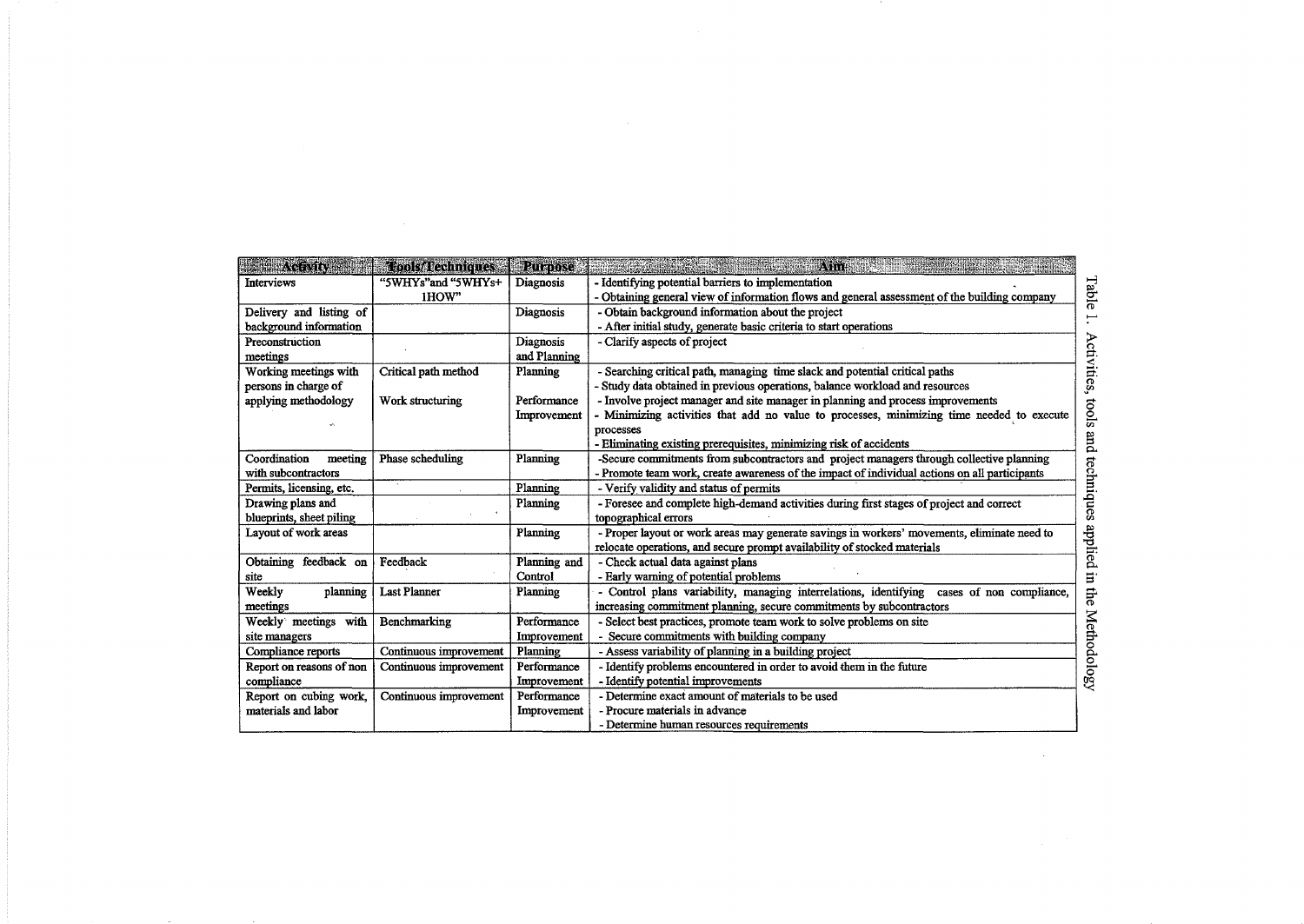Table 1. Activities, tools and techniques applied in the Methodology

| Activity | Tools/Techniques | Purpose | Aim |
|---|---|---|---|
| Interviews | "5WHYs" and "5WHYs+ 1HOW" | Diagnosis | - Identifying potential barriers to implementation<br>- Obtaining general view of information flows and general assessment of the building company |
| Delivery and listing of background information | | Diagnosis | - Obtain background information about the project<br>- After initial study, generate basic criteria to start operations |
| Preconstruction meetings | | Diagnosis and Planning | - Clarify aspects of project |
| Working meetings with persons in charge of applying methodology | Critical path method<br><br>Work structuring | Planning<br><br>Performance Improvement | - Searching critical path, managing time slack and potential critical paths<br>- Study data obtained in previous operations, balance workload and resources<br>- Involve project manager and site manager in planning and process improvements<br>- Minimizing activities that add no value to processes, minimizing time needed to execute processes<br>- Eliminating existing prerequisites, minimizing risk of accidents |
| Coordination meeting with subcontractors | Phase scheduling | Planning | -Secure commitments from subcontractors and project managers through collective planning<br>- Promote team work, create awareness of the impact of individual actions on all participants |
| Permits, licensing, etc. | | Planning | - Verify validity and status of permits |
| Drawing plans and blueprints, sheet piling | | Planning | - Foresee and complete high-demand activities during first stages of project and correct topographical errors |
| Layout of work areas | | Planning | - Proper layout or work areas may generate savings in workers' movements, eliminate need to relocate operations, and secure prompt availability of stocked materials |
| Obtaining feedback on site | Feedback | Planning and Control | - Check actual data against plans<br>- Early warning of potential problems |
| Weekly planning meetings | Last Planner | Planning | - Control plans variability, managing interrelations, identifying cases of non compliance, increasing commitment planning, secure commitments by subcontractors |
| Weekly meetings with site managers | Benchmarking | Performance Improvement | - Select best practices, promote team work to solve problems on site<br>- Secure commitments with building company |
| Compliance reports | Continuous improvement | Planning | - Assess variability of planning in a building project |
| Report on reasons of non compliance | Continuous improvement | Performance Improvement | - Identify problems encountered in order to avoid them in the future<br>- Identify potential improvements |
| Report on cubing work, materials and labor | Continuous improvement | Performance Improvement | - Determine exact amount of materials to be used<br>- Procure materials in advance<br>- Determine human resources requirements |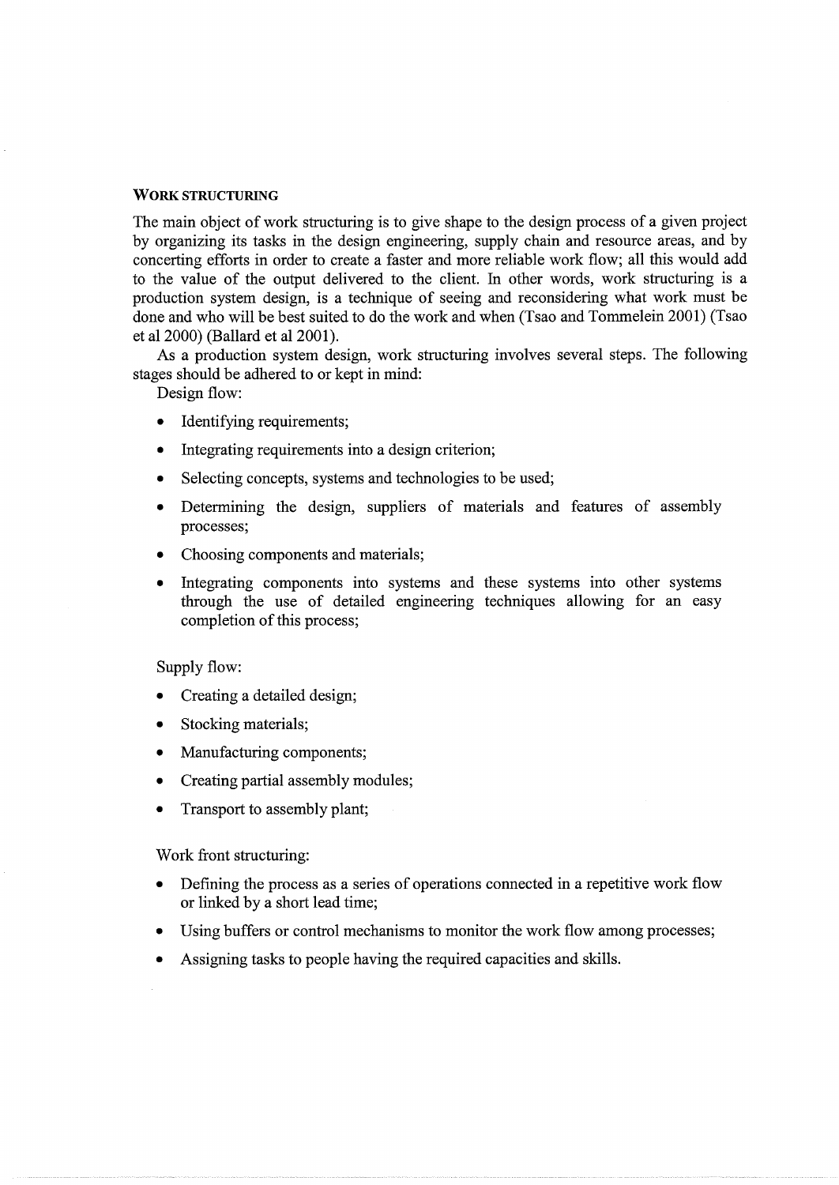## WORK STRUCTURING

The main object of work structuring is to give shape to the design process of a given project by organizing its tasks in the design engineering, supply chain and resource areas, and by concerting efforts in order to create a faster and more reliable work flow; all this would add to the value of the output delivered to the client. In other words, work structuring is a production system design, is a technique of seeing and reconsidering what work must be done and who will be best suited to do the work and when (Tsao and Tommelein 2001) (Tsao et al 2000) (Ballard et al 2001).

As a production system design, work structuring involves several steps. The following stages should be adhered to or kept in mind:

Design flow:

- Identifying requirements;
- Integrating requirements into a design criterion;
- Selecting concepts, systems and technologies to be used;
- Determining the design, suppliers of materials and features of assembly processes;
- Choosing components and materials;
- Integrating components into systems and these systems into other systems through the use of detailed engineering techniques allowing for an easy completion of this process;

Supply flow:

- Creating a detailed design;
- Stocking materials;
- Manufacturing components;
- Creating partial assembly modules;
- Transport to assembly plant;

Work front structuring:

- Defining the process as a series of operations connected in a repetitive work flow or linked by a short lead time;
- Using buffers or control mechanisms to monitor the work flow among processes;
- Assigning tasks to people having the required capacities and skills.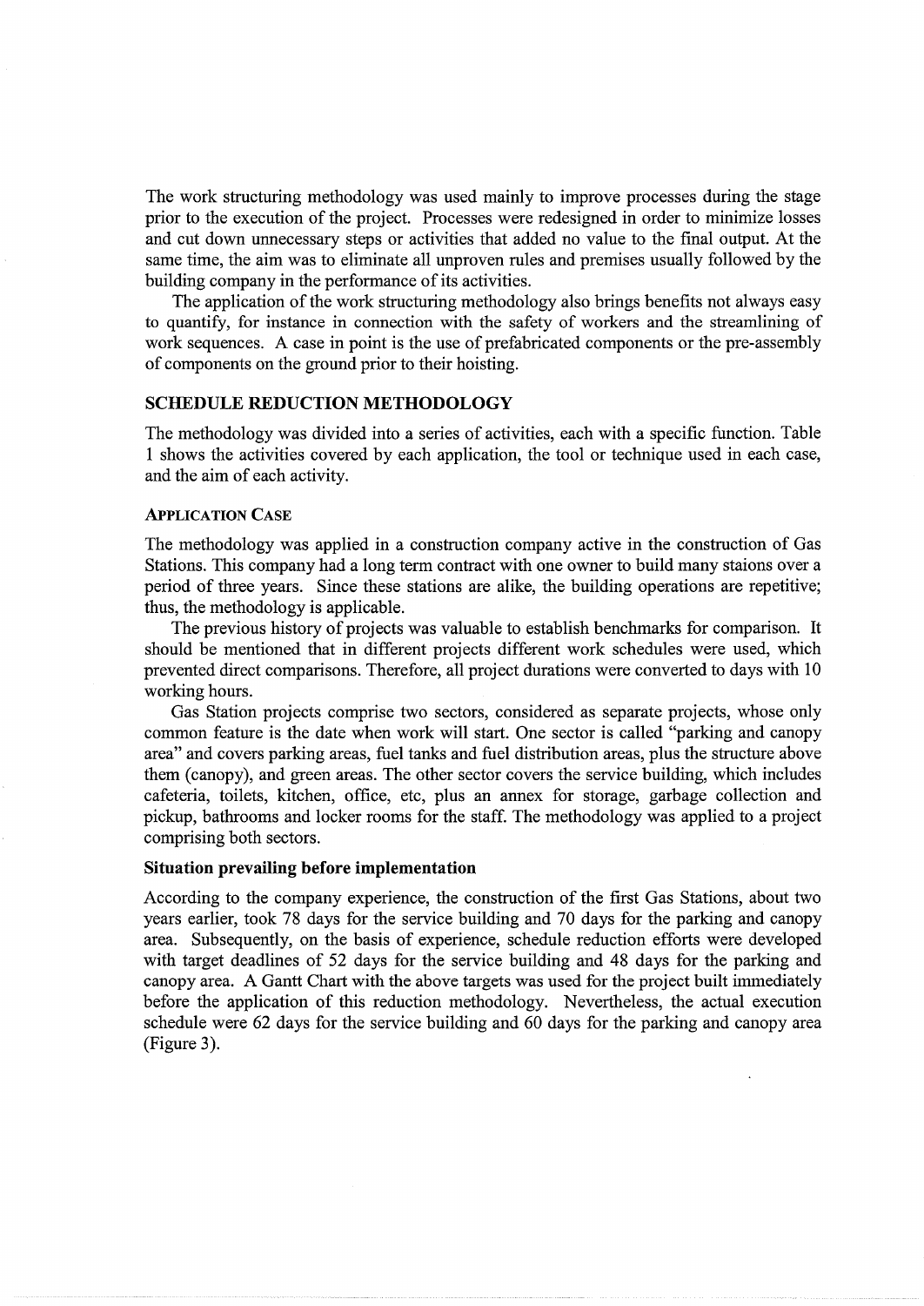The work structuring methodology was used mainly to improve processes during the stage prior to the execution of the project. Processes were redesigned in order to minimize losses and cut down unnecessary steps or activities that added no value to the final output. At the same time, the aim was to eliminate all unproven rules and premises usually followed by the building company in the performance of its activities.

The application of the work structuring methodology also brings benefits not always easy to quantify, for instance in connection with the safety of workers and the streamlining of work sequences. A case in point is the use of prefabricated components or the pre-assembly of components on the ground prior to their hoisting.

## SCHEDULE REDUCTION METHODOLOGY

The methodology was divided into a series of activities, each with a specific function. Table 1 shows the activities covered by each application, the tool or technique used in each case, and the aim of each activity.

### APPLICATION CASE

The methodology was applied in a construction company active in the construction of Gas Stations. This company had a long term contract with one owner to build many staions over a period of three years. Since these stations alike, the building operations are repetitive; thus, the methodology is applicable.

The previous history of projects was valuable to establish benchmarks for comparison. It should be mentioned that in different projects different work schedules were used, which prevented direct comparisons. Therefore, all project durations were converted to days with 10 working hours.

Gas Station projects comprise two sectors, considered as separate projects, whose only common feature is the date when work will start. One sector is called "parking and canopy area" and covers parking areas, fuel tanks and fuel distribution areas, plus the structure above them (canopy), and green areas. The other sector covers the service building, which includes cafeteria, toilets, kitchen, office, etc, plus an annex for storage, garbage collection and pickup, bathrooms and locker rooms for the staff. The methodology was applied to a project comprising both sectors.

### Situation prevailing before implementation

According to the company experience, the construction of the first Gas Stations, about two years earlier, took 78 days for the service building and 70 days for the parking and canopy area. Subsequently, on the basis of experience, schedule reduction efforts were developed with target deadlines of 52 days for the service building and 48 days for the parking and canopy area. A Gantt Chart with the above targets was used for the project built immediately before the application of this reduction methodology. Nevertheless, the actual execution schedule were 62 days for the service building and 60 days for the parking and canopy area (Figure 3).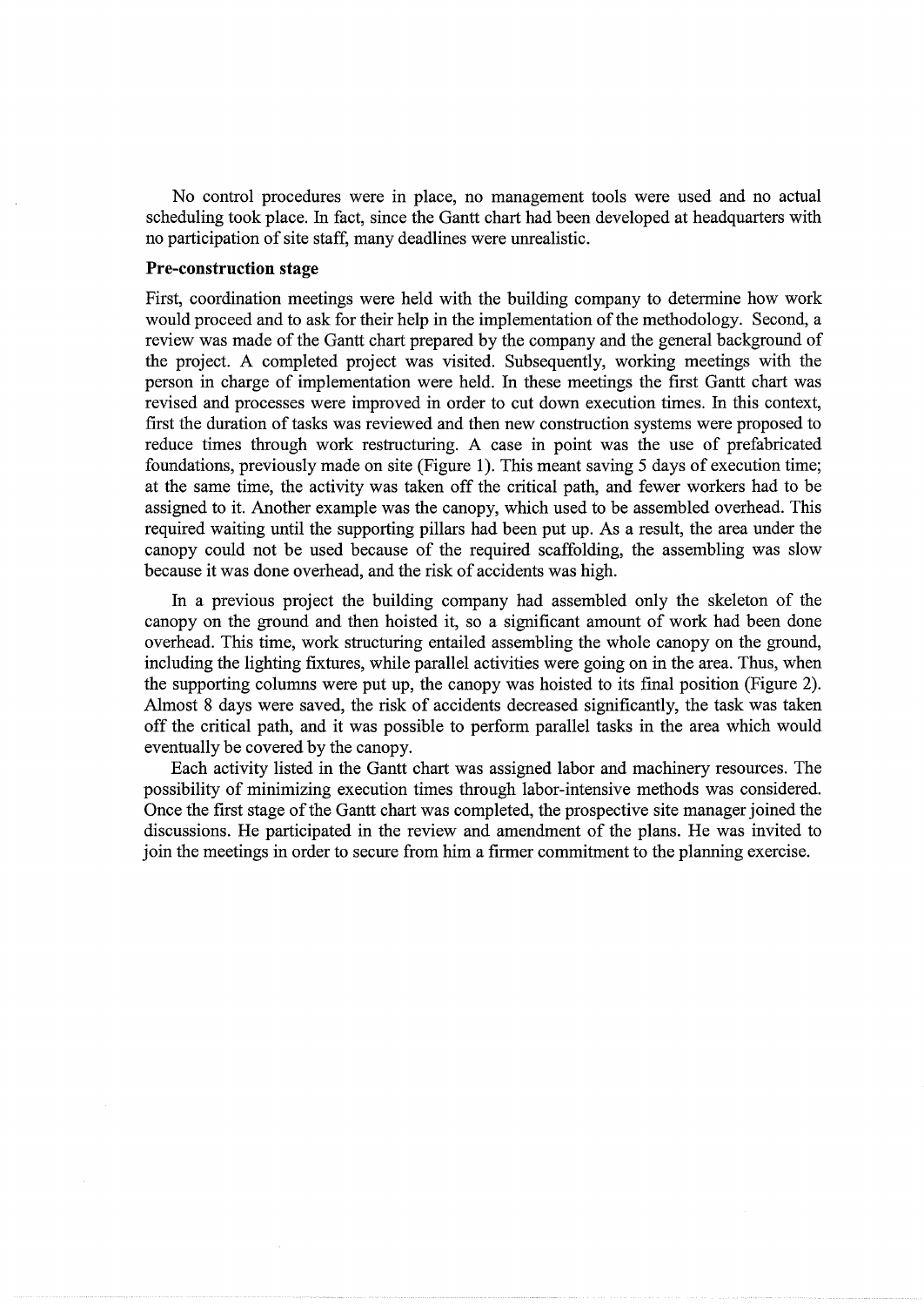No control procedures were in place, no management tools were used and no actual scheduling took place. In fact, since the Gantt chart had been developed at headquarters with no participation of site staff, many deadlines were unrealistic.

**Pre-construction stage**

First, coordination meetings were held with the building company to determine how work would proceed and to ask for their help in the implementation of the methodology. Second, a review was made of the Gantt chart prepared by the company and the general background of the project. A completed project was visited. Subsequently, working meetings with the person in charge of implementation were held. In these meetings the first Gantt chart was revised and processes were improved in order to cut down execution times. In this context, first the duration of tasks was reviewed and then new construction systems were proposed to reduce times through work restructuring. A case in point was the use of prefabricated foundations, previously made on site (Figure 1). This meant saving 5 days of execution time; at the same time, the activity was taken off the critical path, and fewer workers had to be assigned to it. Another example was the canopy, which used to be assembled overhead. This required waiting until the supporting pillars had been put up. As a result, the area under the canopy could not be used because of the required scaffolding, the assembling was slow because it was done overhead, and the risk of accidents was high.

In a previous project the building company had assembled only the skeleton of the canopy on the ground and then hoisted it, so a significant amount of work had been done overhead. This time, work structuring entailed assembling the whole canopy on the ground, including the lighting fixtures, while parallel activities were going on in the area. Thus, when the supporting columns were put up, the canopy was hoisted to its final position (Figure 2). Almost 8 days were saved, the risk of accidents decreased significantly, the task was taken off the critical path, and it was possible to perform parallel tasks in the area which would eventually be covered by the canopy.

Each activity listed in the Gantt chart was assigned labor and machinery resources. The possibility of minimizing execution times through labor-intensive methods was considered. Once the first stage of the Gantt chart was completed, the prospective site manager joined the discussions. He participated in the review and amendment of the plans. He was invited to join the meetings in order to secure from him a firmer commitment to the planning exercise.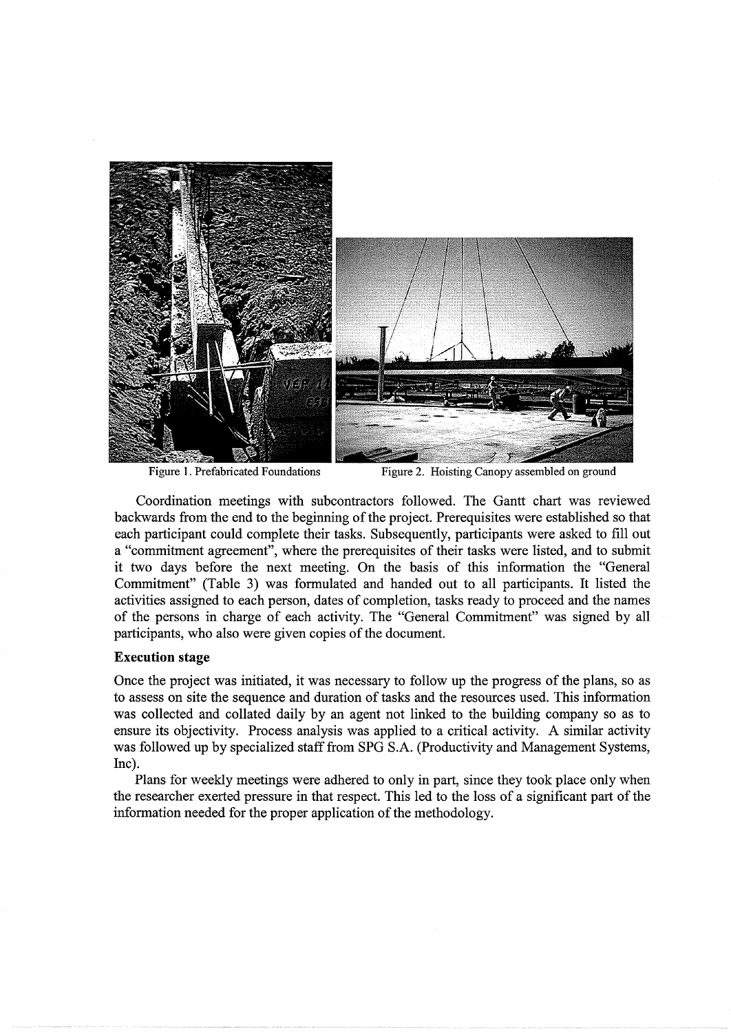Figure 1. Prefabricated Foundations

Figure 2. Hoisting Canopy assembled on ground

Coordination meetings with subcontractors followed. The Gantt chart was reviewed backwards from the end to the beginning of the project. Prerequisites were established so that each participant could complete their tasks. Subsequently, participants were asked to fill out a "commitment agreement", where the prerequisites of their tasks were listed, and to submit it two days before the next meeting. On the basis of this information the "General Commitment" (Table 3) was formulated and handed out to all participants. It listed the activities assigned to each person, dates of completion, tasks ready to proceed and the names of the persons in charge of each activity. The "General Commitment" was signed by all participants, who also were given copies of the document.

**Execution stage**

Once the project was initiated, it was necessary to follow up the progress of the plans, so as to assess on site the sequence and duration of tasks and the resources used. This information was collected and collated daily by an agent not linked to the building company so as to ensure its objectivity. Process analysis was applied to a critical activity. A similar activity was followed up by specialized staff from SPG S.A. (Productivity and Management Systems, Inc).

Plans for weekly meetings were adhered to only in part, since they took place only when the researcher exerted pressure in that respect. This led to the loss of a significant part of the information needed for the proper application of the methodology.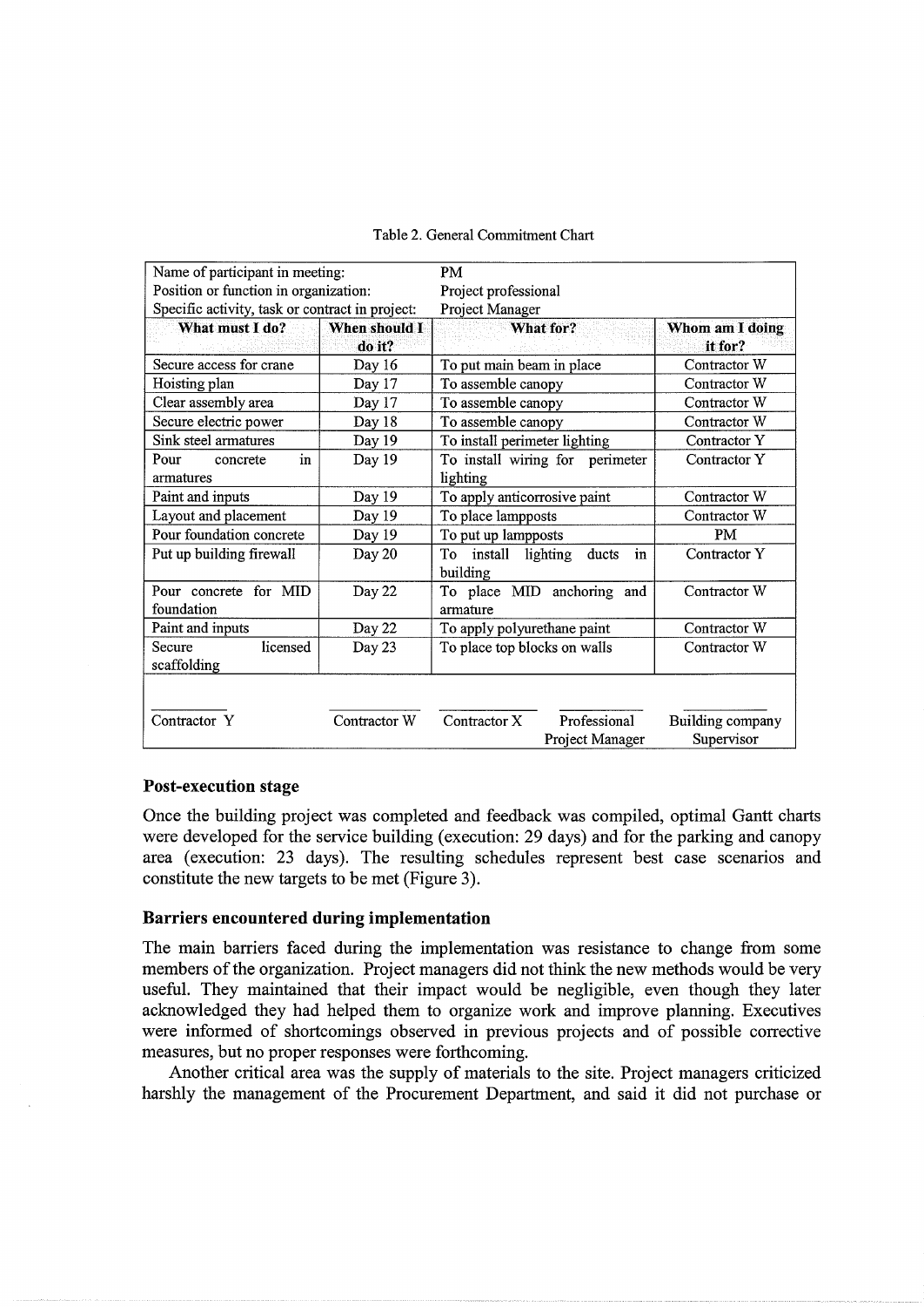Table 2. General Commitment Chart

| Name of participant in meeting: | | PM | |
|---|---|---|---|
| Position or function in organization: | | Project professional | |
| Specific activity, task or contract in project: | | Project Manager | |
| **What must I do?** | **When should I do it?** | **What for?** | **Whom am I doing it for?** |
| Secure access for crane | Day 16 | To put main beam in place | Contractor W |
| Hoisting plan | Day 17 | To assemble canopy | Contractor W |
| Clear assembly area | Day 17 | To assemble canopy | Contractor W |
| Secure electric power | Day 18 | To assemble canopy | Contractor W |
| Sink steel armatures | Day 19 | To install perimeter lighting | Contractor Y |
| Pour concrete in armatures | Day 19 | To install wiring for perimeter lighting | Contractor Y |
| Paint and inputs | Day 19 | To apply anticorrosive paint | Contractor W |
| Layout and placement | Day 19 | To place lampposts | Contractor W |
| Pour foundation concrete | Day 19 | To put up lampposts | PM |
| Put up building firewall | Day 20 | To install lighting ducts in building | Contractor Y |
| Pour concrete for MID foundation | Day 22 | To place MID anchoring and armature | Contractor W |
| Paint and inputs | Day 22 | To apply polyurethane paint | Contractor W |
| Secure licensed scaffolding | Day 23 | To place top blocks on walls | Contractor W |
| Contractor Y | Contractor W | Contractor X / Professional Project Manager | Building company Supervisor |

### Post-execution stage

Once the building project was completed and feedback was compiled, optimal Gantt charts were developed for the service building (execution: 29 days) and for the parking and canopy area (execution: 23 days). The resulting schedules represent best case scenarios and constitute the new targets to be met (Figure 3).

### Barriers encountered during implementation

The main barriers faced during the implementation was resistance to change from some members of the organization. Project managers did not think the new methods would be very useful. They maintained that their impact would be negligible, even though they later acknowledged they had helped them to organize work and improve planning. Executives were informed of shortcomings observed in previous projects and of possible corrective measures, but no proper responses were forthcoming.

Another critical area was the supply of materials to the site. Project managers criticized harshly the management of the Procurement Department, and said it did not purchase or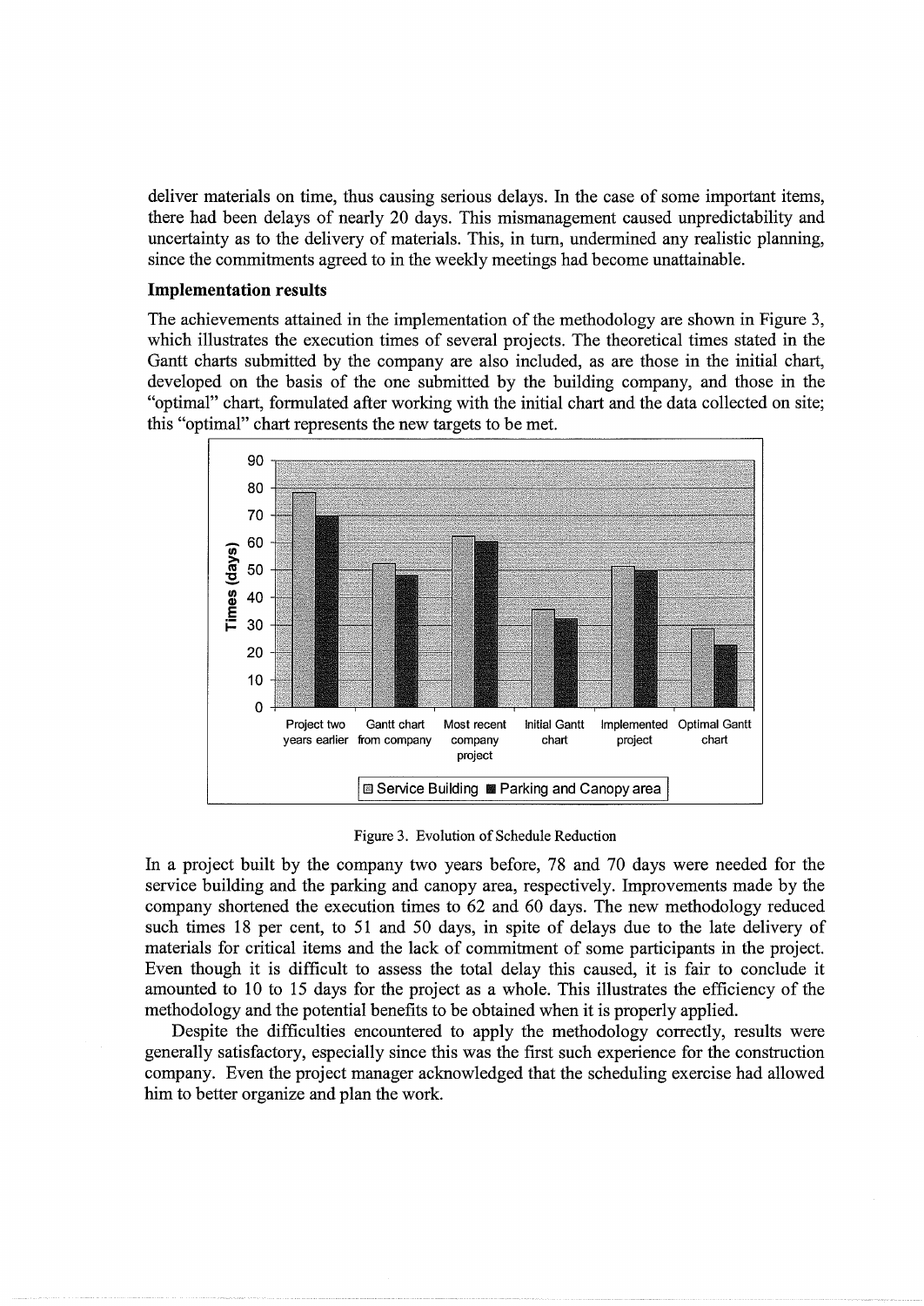deliver materials on time, thus causing serious delays. In the case of some important items, there had been delays of nearly 20 days. This mismanagement caused unpredictability and uncertainty as to the delivery of materials. This, in turn, undermined any realistic planning, since the commitments agreed to in the weekly meetings had become unattainable.

### Implementation results

The achievements attained in the implementation of the methodology are shown in Figure 3, which illustrates the execution times of several projects. The theoretical times stated in the Gantt charts submitted by the company are also included, as are those in the initial chart, developed on the basis of the one submitted by the building company, and those in the "optimal" chart, formulated after working with the initial chart and the data collected on site; this "optimal" chart represents the new targets to be met.

Figure 3. Evolution of Schedule Reduction

In a project built by the company two years before, 78 and 70 days were needed for the service building and the parking and canopy area, respectively. Improvements made by the company shortened the execution times to 62 and 60 days. The new methodology reduced such times 18 per cent, to 51 and 50 days, in spite of delays due to the late delivery of materials for critical items and the lack of commitment of some participants in the project. Even though it is difficult to assess the total delay this caused, it is fair to conclude it amounted to 10 to 15 days for the project as a whole. This illustrates the efficiency of the methodology and the potential benefits to be obtained when it is properly applied.

Despite the difficulties encountered to apply the methodology correctly, results were generally satisfactory, especially since this was the first such experience for the construction company. Even the project manager acknowledged that the scheduling exercise had allowed him to better organize and plan the work.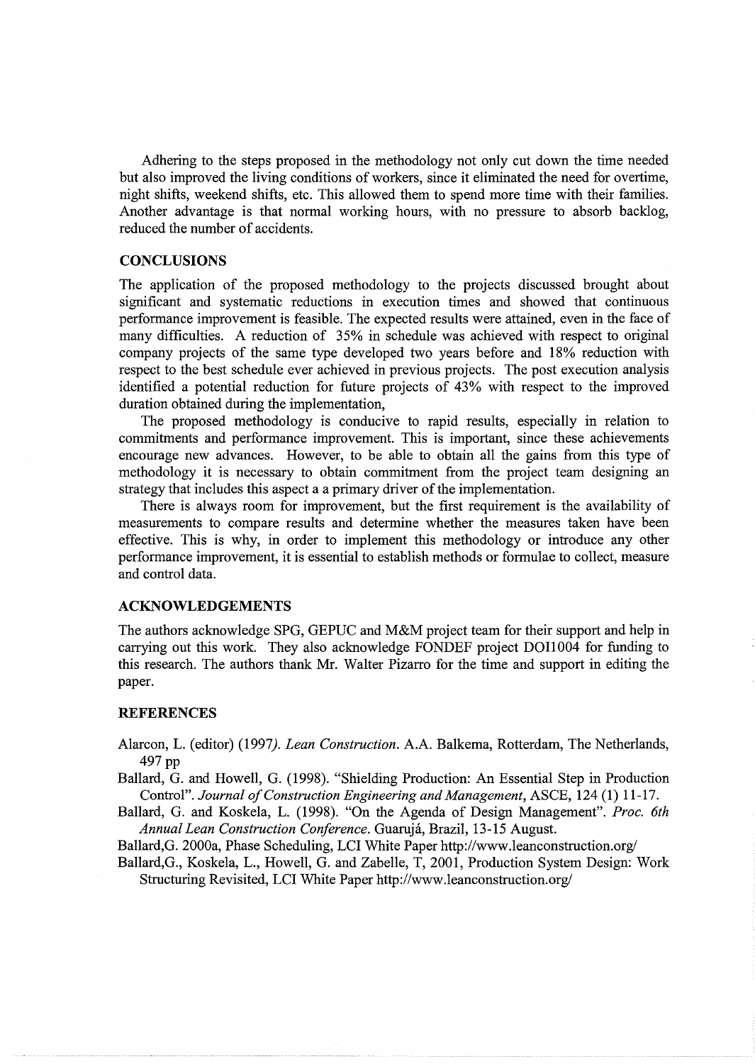Adhering to the steps proposed in the methodology not only cut down the time needed but also improved the living conditions of workers, since it eliminated the need for overtime, night shifts, weekend shifts, etc. This allowed them to spend more time with their families. Another advantage is that normal working hours, with no pressure to absorb backlog, reduced the number of accidents.

## CONCLUSIONS

The application of the proposed methodology to the projects discussed brought about significant and systematic reductions in execution times and showed that continuous performance improvement is feasible. The expected results were attained, even in the face of many difficulties. A reduction of 35% in schedule was achieved with respect to original company projects of the same type developed two years before and 18% reduction with respect to the best schedule ever achieved in previous projects. The post execution analysis identified a potential reduction for future projects of 43% with respect to the improved duration obtained during the implementation,

The proposed methodology is conducive to rapid results, especially in relation to commitments and performance improvement. This is important, since these achievements encourage new advances. However, to be able to obtain all the gains from this type of methodology it is necessary to obtain commitment from the project team designing an strategy that includes this aspect a a primary driver of the implementation.

There is always room for improvement, but the first requirement is the availability of measurements to compare results and determine whether the measures taken have been effective. This is why, in order to implement this methodology or introduce any other performance improvement, it is essential to establish methods or formulae to collect, measure and control data.

## ACKNOWLEDGEMENTS

The authors acknowledge SPG, GEPUC and M&M project team for their support and help in carrying out this work. They also acknowledge FONDEF project DOI1004 for funding to this research. The authors thank Mr. Walter Pizarro for the time and support in editing the paper.

## REFERENCES

Alarcon, L. (editor) (1997). *Lean Construction*. A.A. Balkema, Rotterdam, The Netherlands, 497 pp

Ballard, G. and Howell, G. (1998). "Shielding Production: An Essential Step in Production Control". *Journal of Construction Engineering and Management*, ASCE, 124 (1) 11-17.

Ballard, G. and Koskela, L. (1998). "On the Agenda of Design Management". *Proc. 6th Annual Lean Construction Conference*. Guarujá, Brazil, 13-15 August.

Ballard,G. 2000a, Phase Scheduling, LCI White Paper http://www.leanconstruction.org/

Ballard,G., Koskela, L., Howell, G. and Zabelle, T, 2001, Production System Design: Work Structuring Revisited, LCI White Paper http://www.leanconstruction.org/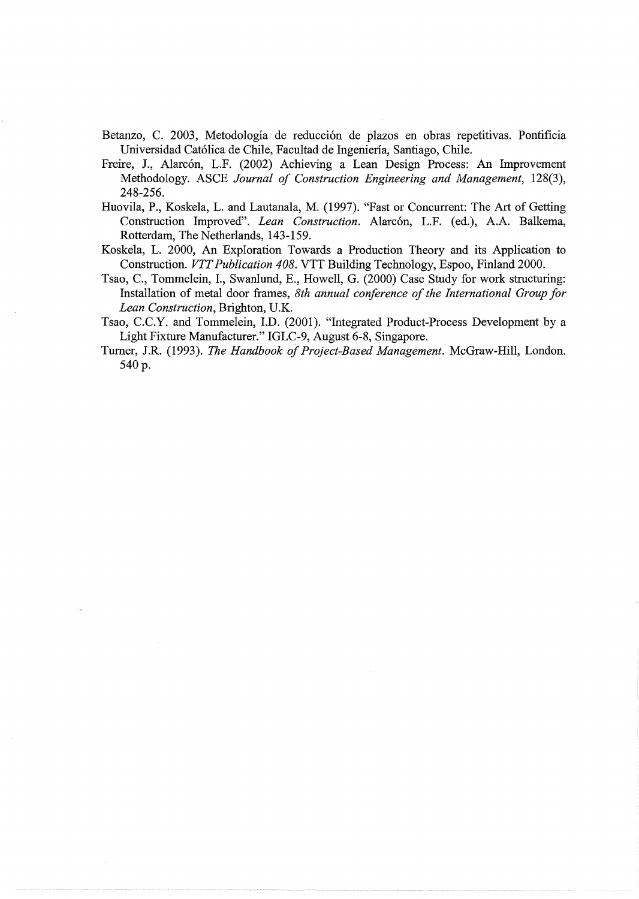Betanzo, C. 2003, Metodología de reducción de plazos en obras repetitivas. Pontificia Universidad Católica de Chile, Facultad de Ingeniería, Santiago, Chile.

Freire, J., Alarcón, L.F. (2002) Achieving a Lean Design Process: An Improvement Methodology. ASCE *Journal of Construction Engineering and Management*, 128(3), 248-256.

Huovila, P., Koskela, L. and Lautanala, M. (1997). "Fast or Concurrent: The Art of Getting Construction Improved". *Lean Construction*. Alarcón, L.F. (ed.), A.A. Balkema, Rotterdam, The Netherlands, 143-159.

Koskela, L. 2000, An Exploration Towards a Production Theory and its Application to Construction. *VTT Publication 408*. VTT Building Technology, Espoo, Finland 2000.

Tsao, C., Tommelein, I., Swanlund, E., Howell, G. (2000) Case Study for work structuring: Installation of metal door frames, *8th annual conference of the International Group for Lean Construction*, Brighton, U.K.

Tsao, C.C.Y. and Tommelein, I.D. (2001). "Integrated Product-Process Development by a Light Fixture Manufacturer." IGLC-9, August 6-8, Singapore.

Turner, J.R. (1993). *The Handbook of Project-Based Management*. McGraw-Hill, London. 540 p.